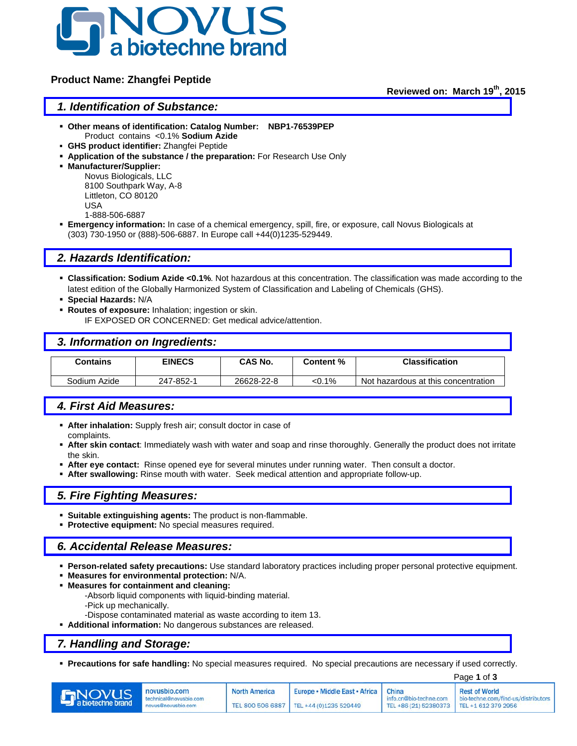NOVUS
a bio-techne brand

**Product Name: Zhangfei Peptide**

**Reviewed on: March 19th, 2015**

## 1. Identification of Substance:

- **Other means of identification: Catalog Number: NBP1-76539PEP**
  Product contains <0.1% **Sodium Azide**
- **GHS product identifier:** Zhangfei Peptide
- **Application of the substance / the preparation:** For Research Use Only
- **Manufacturer/Supplier:**
  Novus Biologicals, LLC
  8100 Southpark Way, A-8
  Littleton, CO 80120
  USA
  1-888-506-6887
- **Emergency information:** In case of a chemical emergency, spill, fire, or exposure, call Novus Biologicals at (303) 730-1950 or (888)-506-6887. In Europe call +44(0)1235-529449.

## 2. Hazards Identification:

- **Classification: Sodium Azide <0.1%**. Not hazardous at this concentration. The classification was made according to the latest edition of the Globally Harmonized System of Classification and Labeling of Chemicals (GHS).
- **Special Hazards:** N/A
- **Routes of exposure:** Inhalation; ingestion or skin.
  IF EXPOSED OR CONCERNED: Get medical advice/attention.

## 3. Information on Ingredients:

| Contains | EINECS | CAS No. | Content % | Classification |
|---|---|---|---|---|
| Sodium Azide | 247-852-1 | 26628-22-8 | <0.1% | Not hazardous at this concentration |

## 4. First Aid Measures:

- **After inhalation:** Supply fresh air; consult doctor in case of complaints.
- **After skin contact**: Immediately wash with water and soap and rinse thoroughly. Generally the product does not irritate the skin.
- **After eye contact:** Rinse opened eye for several minutes under running water. Then consult a doctor.
- **After swallowing:** Rinse mouth with water. Seek medical attention and appropriate follow-up.

## 5. Fire Fighting Measures:

- **Suitable extinguishing agents:** The product is non-flammable.
- **Protective equipment:** No special measures required.

## 6. Accidental Release Measures:

- **Person-related safety precautions:** Use standard laboratory practices including proper personal protective equipment.
- **Measures for environmental protection:** N/A.
- **Measures for containment and cleaning:**
  -Absorb liquid components with liquid-binding material.
  -Pick up mechanically.
  -Dispose contaminated material as waste according to item 13.
- **Additional information:** No dangerous substances are released.

## 7. Handling and Storage:

- **Precautions for safe handling:** No special measures required. No special precautions are necessary if used correctly.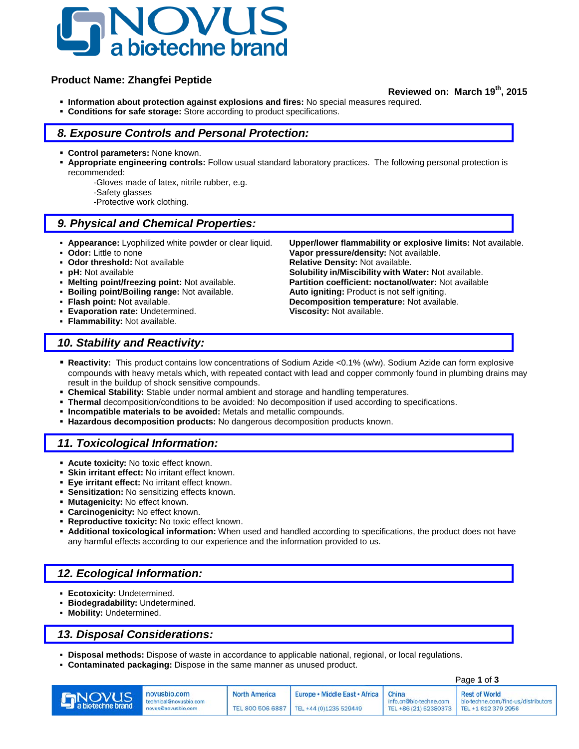**Product Name: Zhangfei Peptide**

**Reviewed on: March 19th, 2015**

- **Information about protection against explosions and fires:** No special measures required.
- **Conditions for safe storage:** Store according to product specifications.

## 8. Exposure Controls and Personal Protection:

- **Control parameters:** None known.
- **Appropriate engineering controls:** Follow usual standard laboratory practices. The following personal protection is recommended:
  - -Gloves made of latex, nitrile rubber, e.g.
  - -Safety glasses
  - -Protective work clothing.

## 9. Physical and Chemical Properties:

- **Appearance:** Lyophilized white powder or clear liquid.
- **Odor:** Little to none
- **Odor threshold:** Not available
- **pH:** Not available
- **Melting point/freezing point:** Not available.
- **Boiling point/Boiling range:** Not available.
- **Flash point:** Not available.
- **Evaporation rate:** Undetermined.
- **Flammability:** Not available.
- **Upper/lower flammability or explosive limits:** Not available.
- **Vapor pressure/density:** Not available.
- **Relative Density:** Not available.
- **Solubility in/Miscibility with Water:** Not available.
- **Partition coefficient: noctanol/water:** Not available
- **Auto igniting:** Product is not self igniting.
- **Decomposition temperature:** Not available.
- **Viscosity:** Not available.

## 10. Stability and Reactivity:

- **Reactivity:** This product contains low concentrations of Sodium Azide <0.1% (w/w). Sodium Azide can form explosive compounds with heavy metals which, with repeated contact with lead and copper commonly found in plumbing drains may result in the buildup of shock sensitive compounds.
- **Chemical Stability:** Stable under normal ambient and storage and handling temperatures.
- **Thermal** decomposition/conditions to be avoided: No decomposition if used according to specifications.
- **Incompatible materials to be avoided:** Metals and metallic compounds.
- **Hazardous decomposition products:** No dangerous decomposition products known.

## 11. Toxicological Information:

- **Acute toxicity:** No toxic effect known.
- **Skin irritant effect:** No irritant effect known.
- **Eye irritant effect:** No irritant effect known.
- **Sensitization:** No sensitizing effects known.
- **Mutagenicity:** No effect known.
- **Carcinogenicity:** No effect known.
- **Reproductive toxicity:** No toxic effect known.
- **Additional toxicological information:** When used and handled according to specifications, the product does not have any harmful effects according to our experience and the information provided to us.

## 12. Ecological Information:

- **Ecotoxicity:** Undetermined.
- **Biodegradability:** Undetermined.
- **Mobility:** Undetermined.

## 13. Disposal Considerations:

- **Disposal methods:** Dispose of waste in accordance to applicable national, regional, or local regulations.
- **Contaminated packaging:** Dispose in the same manner as unused product.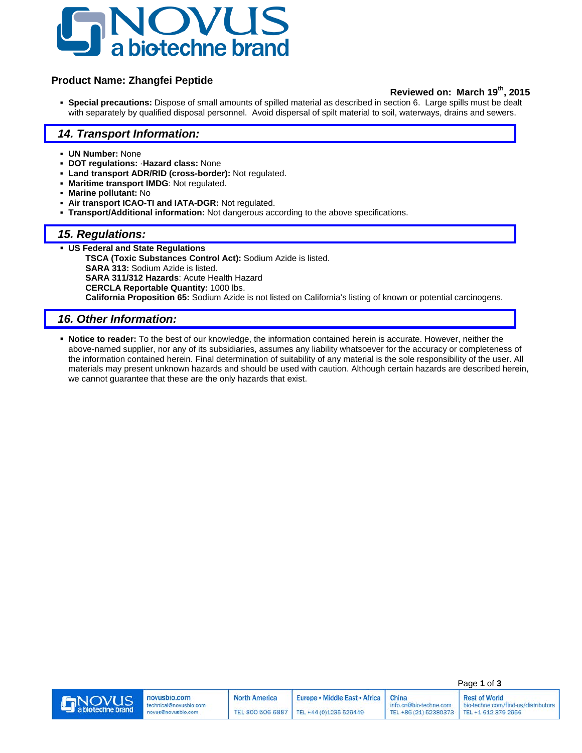**Product Name: Zhangfei Peptide**

**Reviewed on: March 19th, 2015**

- **Special precautions:** Dispose of small amounts of spilled material as described in section 6. Large spills must be dealt with separately by qualified disposal personnel. Avoid dispersal of spilt material to soil, waterways, drains and sewers.

## 14. Transport Information:

- **UN Number:** None
- **DOT regulations:** ·**Hazard class:** None
- **Land transport ADR/RID (cross-border):** Not regulated.
- **Maritime transport IMDG**: Not regulated.
- **Marine pollutant:** No
- **Air transport ICAO-TI and IATA-DGR:** Not regulated.
- **Transport/Additional information:** Not dangerous according to the above specifications.

## 15. Regulations:

- **US Federal and State Regulations**

  **TSCA (Toxic Substances Control Act):** Sodium Azide is listed.
  **SARA 313:** Sodium Azide is listed.
  **SARA 311/312 Hazards**: Acute Health Hazard
  **CERCLA Reportable Quantity:** 1000 lbs.
  **California Proposition 65:** Sodium Azide is not listed on California's listing of known or potential carcinogens.

## 16. Other Information:

- **Notice to reader:** To the best of our knowledge, the information contained herein is accurate. However, neither the above-named supplier, nor any of its subsidiaries, assumes any liability whatsoever for the accuracy or completeness of the information contained herein. Final determination of suitability of any material is the sole responsibility of the user. All materials may present unknown hazards and should be used with caution. Although certain hazards are described herein, we cannot guarantee that these are the only hazards that exist.